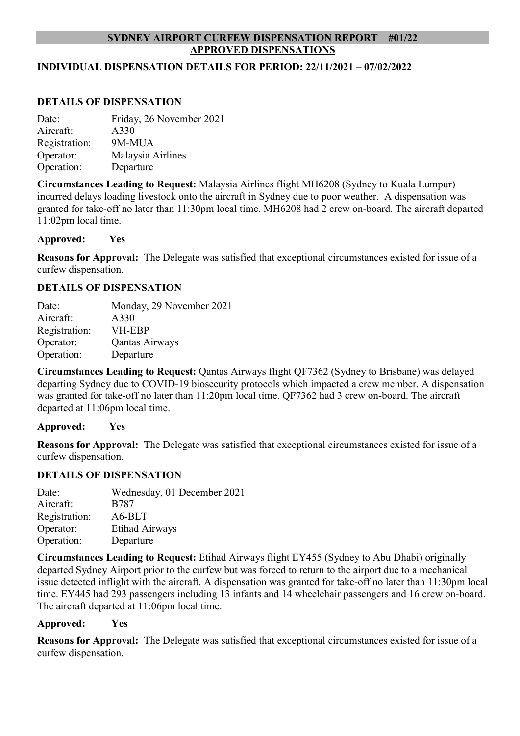# SYDNEY AIRPORT CURFEW DISPENSATION REPORT #01/22

## APPROVED DISPENSATIONS

### INDIVIDUAL DISPENSATION DETAILS FOR PERIOD: 22/11/2021 – 07/02/2022

### DETAILS OF DISPENSATION

Date: Friday, 26 November 2021
Aircraft: A330
Registration: 9M-MUA
Operator: Malaysia Airlines
Operation: Departure

**Circumstances Leading to Request:** Malaysia Airlines flight MH6208 (Sydney to Kuala Lumpur) incurred delays loading livestock onto the aircraft in Sydney due to poor weather. A dispensation was granted for take-off no later than 11:30pm local time. MH6208 had 2 crew on-board. The aircraft departed 11:02pm local time.

**Approved: Yes**

**Reasons for Approval:** The Delegate was satisfied that exceptional circumstances existed for issue of a curfew dispensation.

### DETAILS OF DISPENSATION

Date: Monday, 29 November 2021
Aircraft: A330
Registration: VH-EBP
Operator: Qantas Airways
Operation: Departure

**Circumstances Leading to Request:** Qantas Airways flight QF7362 (Sydney to Brisbane) was delayed departing Sydney due to COVID-19 biosecurity protocols which impacted a crew member. A dispensation was granted for take-off no later than 11:20pm local time. QF7362 had 3 crew on-board. The aircraft departed at 11:06pm local time.

**Approved: Yes**

**Reasons for Approval:** The Delegate was satisfied that exceptional circumstances existed for issue of a curfew dispensation.

### DETAILS OF DISPENSATION

Date: Wednesday, 01 December 2021
Aircraft: B787
Registration: A6-BLT
Operator: Etihad Airways
Operation: Departure

**Circumstances Leading to Request:** Etihad Airways flight EY455 (Sydney to Abu Dhabi) originally departed Sydney Airport prior to the curfew but was forced to return to the airport due to a mechanical issue detected inflight with the aircraft. A dispensation was granted for take-off no later than 11:30pm local time. EY445 had 293 passengers including 13 infants and 14 wheelchair passengers and 16 crew on-board. The aircraft departed at 11:06pm local time.

**Approved: Yes**

**Reasons for Approval:** The Delegate was satisfied that exceptional circumstances existed for issue of a curfew dispensation.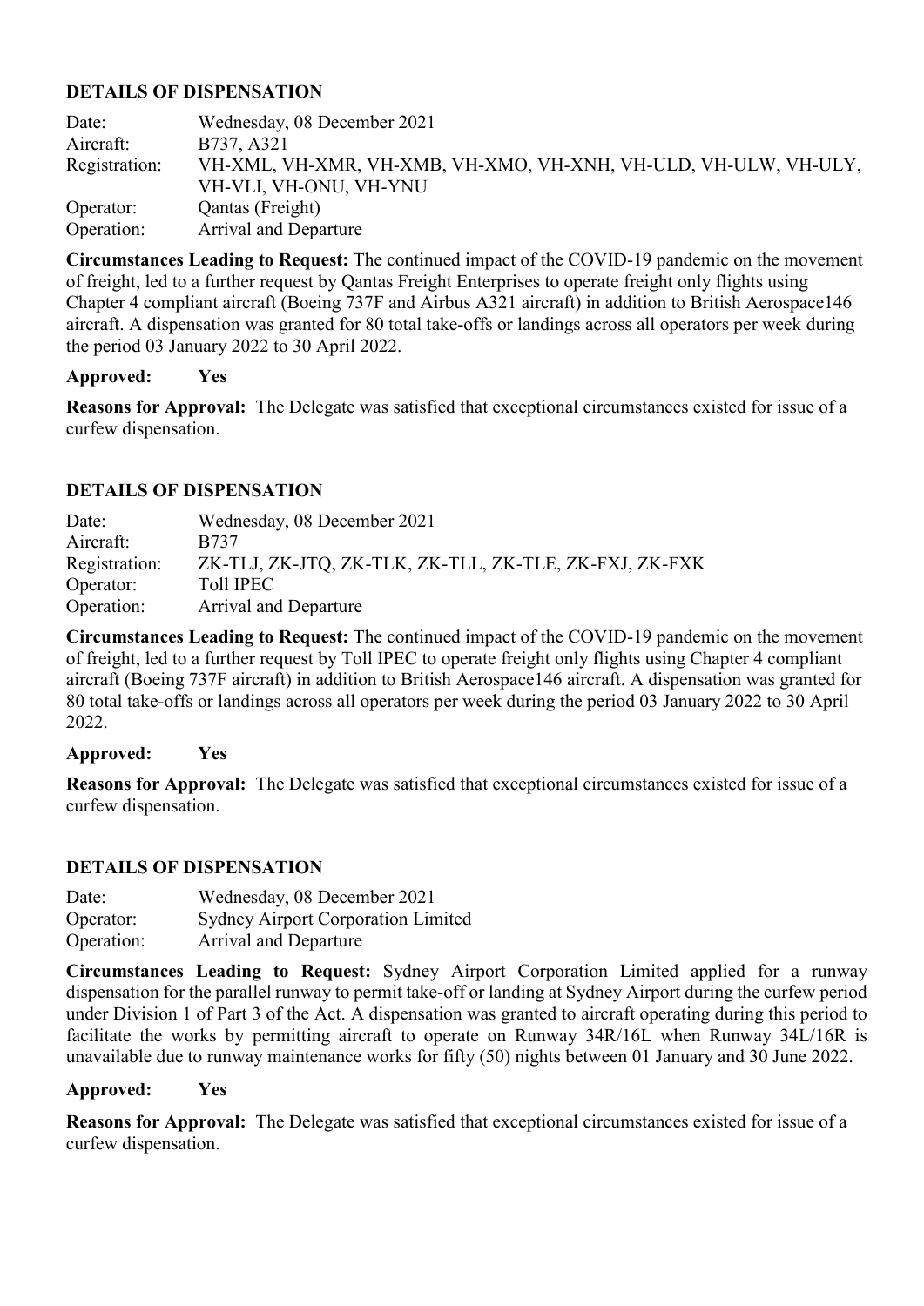**DETAILS OF DISPENSATION**

Date: Wednesday, 08 December 2021
Aircraft: B737, A321
Registration: VH-XML, VH-XMR, VH-XMB, VH-XMO, VH-XNH, VH-ULD, VH-ULW, VH-ULY, VH-VLI, VH-ONU, VH-YNU
Operator: Qantas (Freight)
Operation: Arrival and Departure

**Circumstances Leading to Request:** The continued impact of the COVID-19 pandemic on the movement of freight, led to a further request by Qantas Freight Enterprises to operate freight only flights using Chapter 4 compliant aircraft (Boeing 737F and Airbus A321 aircraft) in addition to British Aerospace146 aircraft. A dispensation was granted for 80 total take-offs or landings across all operators per week during the period 03 January 2022 to 30 April 2022.

**Approved: Yes**

**Reasons for Approval:** The Delegate was satisfied that exceptional circumstances existed for issue of a curfew dispensation.

**DETAILS OF DISPENSATION**

Date: Wednesday, 08 December 2021
Aircraft: B737
Registration: ZK-TLJ, ZK-JTQ, ZK-TLK, ZK-TLL, ZK-TLE, ZK-FXJ, ZK-FXK
Operator: Toll IPEC
Operation: Arrival and Departure

**Circumstances Leading to Request:** The continued impact of the COVID-19 pandemic on the movement of freight, led to a further request by Toll IPEC to operate freight only flights using Chapter 4 compliant aircraft (Boeing 737F aircraft) in addition to British Aerospace146 aircraft. A dispensation was granted for 80 total take-offs or landings across all operators per week during the period 03 January 2022 to 30 April 2022.

**Approved: Yes**

**Reasons for Approval:** The Delegate was satisfied that exceptional circumstances existed for issue of a curfew dispensation.

**DETAILS OF DISPENSATION**

Date: Wednesday, 08 December 2021
Operator: Sydney Airport Corporation Limited
Operation: Arrival and Departure

**Circumstances Leading to Request:** Sydney Airport Corporation Limited applied for a runway dispensation for the parallel runway to permit take-off or landing at Sydney Airport during the curfew period under Division 1 of Part 3 of the Act. A dispensation was granted to aircraft operating during this period to facilitate the works by permitting aircraft to operate on Runway 34R/16L when Runway 34L/16R is unavailable due to runway maintenance works for fifty (50) nights between 01 January and 30 June 2022.

**Approved: Yes**

**Reasons for Approval:** The Delegate was satisfied that exceptional circumstances existed for issue of a curfew dispensation.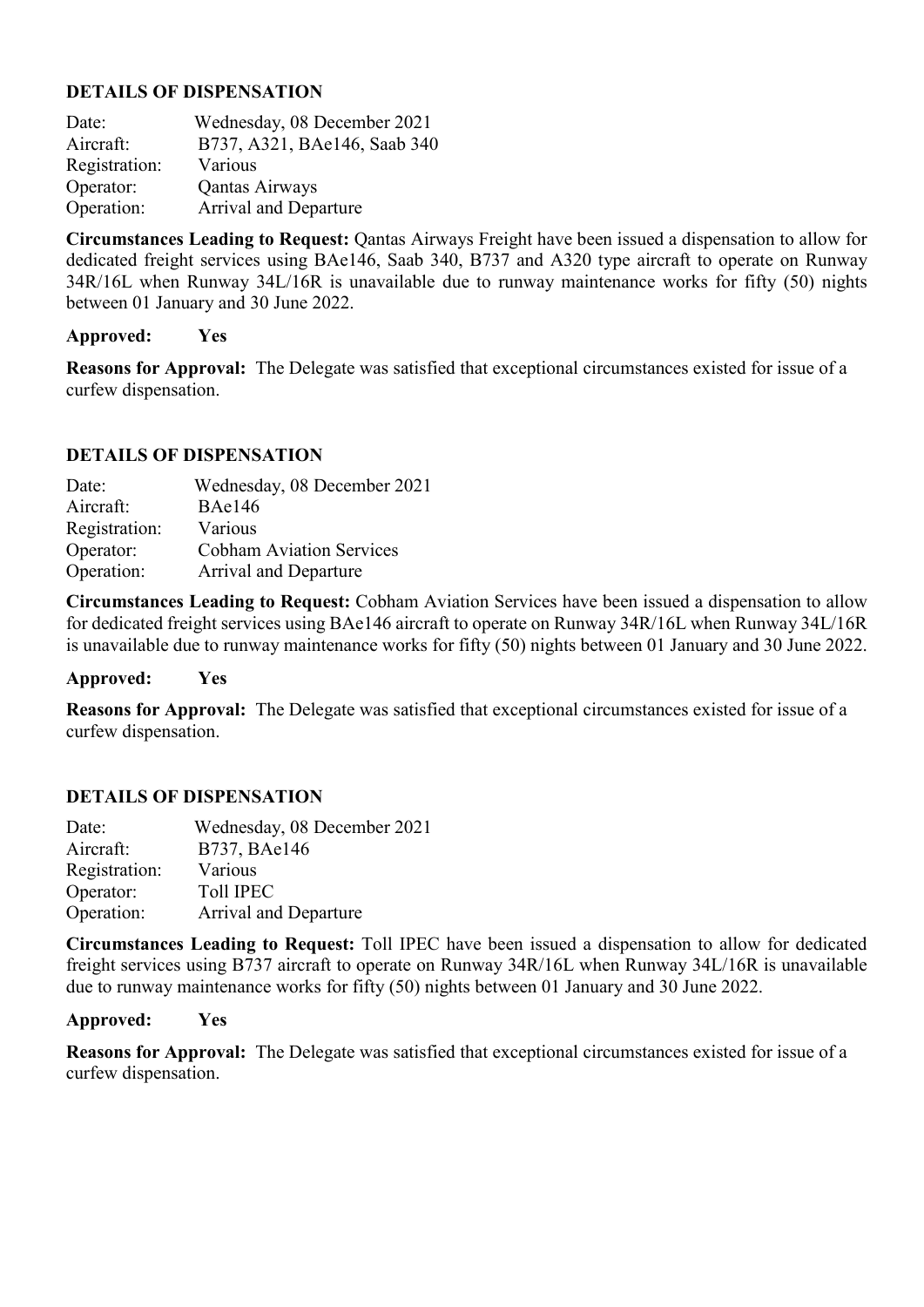**DETAILS OF DISPENSATION**

Date: Wednesday, 08 December 2021
Aircraft: B737, A321, BAe146, Saab 340
Registration: Various
Operator: Qantas Airways
Operation: Arrival and Departure

**Circumstances Leading to Request:** Qantas Airways Freight have been issued a dispensation to allow for dedicated freight services using BAe146, Saab 340, B737 and A320 type aircraft to operate on Runway 34R/16L when Runway 34L/16R is unavailable due to runway maintenance works for fifty (50) nights between 01 January and 30 June 2022.

**Approved: Yes**

**Reasons for Approval:** The Delegate was satisfied that exceptional circumstances existed for issue of a curfew dispensation.

**DETAILS OF DISPENSATION**

Date: Wednesday, 08 December 2021
Aircraft: BAe146
Registration: Various
Operator: Cobham Aviation Services
Operation: Arrival and Departure

**Circumstances Leading to Request:** Cobham Aviation Services have been issued a dispensation to allow for dedicated freight services using BAe146 aircraft to operate on Runway 34R/16L when Runway 34L/16R is unavailable due to runway maintenance works for fifty (50) nights between 01 January and 30 June 2022.

**Approved: Yes**

**Reasons for Approval:** The Delegate was satisfied that exceptional circumstances existed for issue of a curfew dispensation.

**DETAILS OF DISPENSATION**

Date: Wednesday, 08 December 2021
Aircraft: B737, BAe146
Registration: Various
Operator: Toll IPEC
Operation: Arrival and Departure

**Circumstances Leading to Request:** Toll IPEC have been issued a dispensation to allow for dedicated freight services using B737 aircraft to operate on Runway 34R/16L when Runway 34L/16R is unavailable due to runway maintenance works for fifty (50) nights between 01 January and 30 June 2022.

**Approved: Yes**

**Reasons for Approval:** The Delegate was satisfied that exceptional circumstances existed for issue of a curfew dispensation.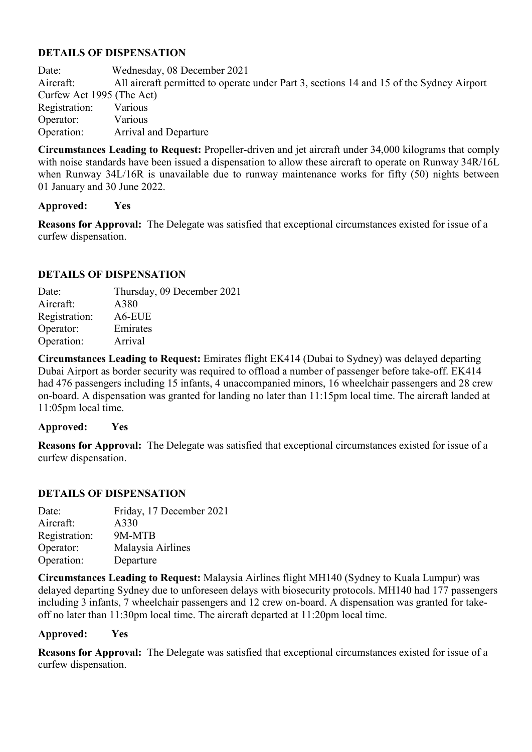**DETAILS OF DISPENSATION**

Date: Wednesday, 08 December 2021
Aircraft: All aircraft permitted to operate under Part 3, sections 14 and 15 of the Sydney Airport Curfew Act 1995 (The Act)
Registration: Various
Operator: Various
Operation: Arrival and Departure

**Circumstances Leading to Request:** Propeller-driven and jet aircraft under 34,000 kilograms that comply with noise standards have been issued a dispensation to allow these aircraft to operate on Runway 34R/16L when Runway 34L/16R is unavailable due to runway maintenance works for fifty (50) nights between 01 January and 30 June 2022.

**Approved: Yes**

**Reasons for Approval:** The Delegate was satisfied that exceptional circumstances existed for issue of a curfew dispensation.

**DETAILS OF DISPENSATION**

Date: Thursday, 09 December 2021
Aircraft: A380
Registration: A6-EUE
Operator: Emirates
Operation: Arrival

**Circumstances Leading to Request:** Emirates flight EK414 (Dubai to Sydney) was delayed departing Dubai Airport as border security was required to offload a number of passenger before take-off. EK414 had 476 passengers including 15 infants, 4 unaccompanied minors, 16 wheelchair passengers and 28 crew on-board. A dispensation was granted for landing no later than 11:15pm local time. The aircraft landed at 11:05pm local time.

**Approved: Yes**

**Reasons for Approval:** The Delegate was satisfied that exceptional circumstances existed for issue of a curfew dispensation.

**DETAILS OF DISPENSATION**

Date: Friday, 17 December 2021
Aircraft: A330
Registration: 9M-MTB
Operator: Malaysia Airlines
Operation: Departure

**Circumstances Leading to Request:** Malaysia Airlines flight MH140 (Sydney to Kuala Lumpur) was delayed departing Sydney due to unforeseen delays with biosecurity protocols. MH140 had 177 passengers including 3 infants, 7 wheelchair passengers and 12 crew on-board. A dispensation was granted for take-off no later than 11:30pm local time. The aircraft departed at 11:20pm local time.

**Approved: Yes**

**Reasons for Approval:** The Delegate was satisfied that exceptional circumstances existed for issue of a curfew dispensation.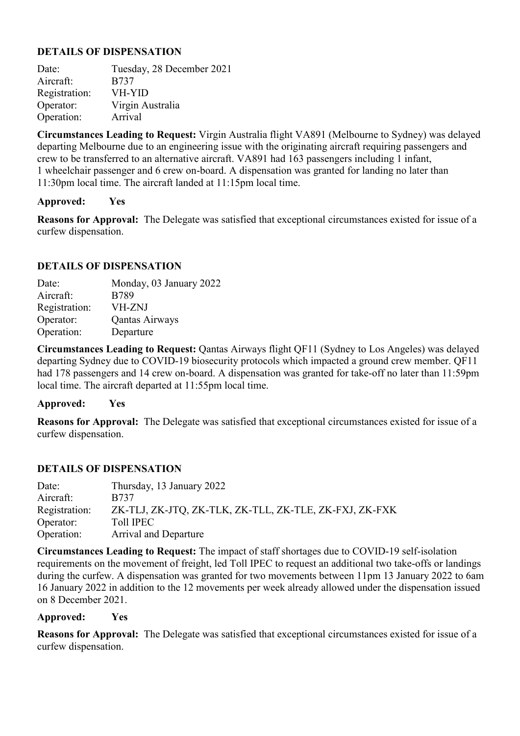**DETAILS OF DISPENSATION**

Date: Tuesday, 28 December 2021
Aircraft: B737
Registration: VH-YID
Operator: Virgin Australia
Operation: Arrival

**Circumstances Leading to Request:** Virgin Australia flight VA891 (Melbourne to Sydney) was delayed departing Melbourne due to an engineering issue with the originating aircraft requiring passengers and crew to be transferred to an alternative aircraft. VA891 had 163 passengers including 1 infant, 1 wheelchair passenger and 6 crew on-board. A dispensation was granted for landing no later than 11:30pm local time. The aircraft landed at 11:15pm local time.

**Approved: Yes**

**Reasons for Approval:** The Delegate was satisfied that exceptional circumstances existed for issue of a curfew dispensation.

**DETAILS OF DISPENSATION**

Date: Monday, 03 January 2022
Aircraft: B789
Registration: VH-ZNJ
Operator: Qantas Airways
Operation: Departure

**Circumstances Leading to Request:** Qantas Airways flight QF11 (Sydney to Los Angeles) was delayed departing Sydney due to COVID-19 biosecurity protocols which impacted a ground crew member. QF11 had 178 passengers and 14 crew on-board. A dispensation was granted for take-off no later than 11:59pm local time. The aircraft departed at 11:55pm local time.

**Approved: Yes**

**Reasons for Approval:** The Delegate was satisfied that exceptional circumstances existed for issue of a curfew dispensation.

**DETAILS OF DISPENSATION**

Date: Thursday, 13 January 2022
Aircraft: B737
Registration: ZK-TLJ, ZK-JTQ, ZK-TLK, ZK-TLL, ZK-TLE, ZK-FXJ, ZK-FXK
Operator: Toll IPEC
Operation: Arrival and Departure

**Circumstances Leading to Request:** The impact of staff shortages due to COVID-19 self-isolation requirements on the movement of freight, led Toll IPEC to request an additional two take-offs or landings during the curfew. A dispensation was granted for two movements between 11pm 13 January 2022 to 6am 16 January 2022 in addition to the 12 movements per week already allowed under the dispensation issued on 8 December 2021.

**Approved: Yes**

**Reasons for Approval:** The Delegate was satisfied that exceptional circumstances existed for issue of a curfew dispensation.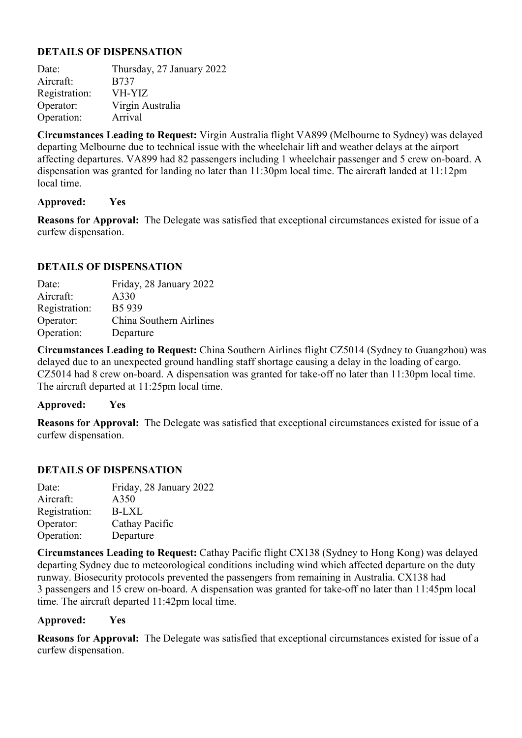**DETAILS OF DISPENSATION**

Date: Thursday, 27 January 2022
Aircraft: B737
Registration: VH-YIZ
Operator: Virgin Australia
Operation: Arrival

**Circumstances Leading to Request:** Virgin Australia flight VA899 (Melbourne to Sydney) was delayed departing Melbourne due to technical issue with the wheelchair lift and weather delays at the airport affecting departures. VA899 had 82 passengers including 1 wheelchair passenger and 5 crew on-board. A dispensation was granted for landing no later than 11:30pm local time. The aircraft landed at 11:12pm local time.

**Approved: Yes**

**Reasons for Approval:** The Delegate was satisfied that exceptional circumstances existed for issue of a curfew dispensation.

**DETAILS OF DISPENSATION**

Date: Friday, 28 January 2022
Aircraft: A330
Registration: B5 939
Operator: China Southern Airlines
Operation: Departure

**Circumstances Leading to Request:** China Southern Airlines flight CZ5014 (Sydney to Guangzhou) was delayed due to an unexpected ground handling staff shortage causing a delay in the loading of cargo. CZ5014 had 8 crew on-board. A dispensation was granted for take-off no later than 11:30pm local time. The aircraft departed at 11:25pm local time.

**Approved: Yes**

**Reasons for Approval:** The Delegate was satisfied that exceptional circumstances existed for issue of a curfew dispensation.

**DETAILS OF DISPENSATION**

Date: Friday, 28 January 2022
Aircraft: A350
Registration: B-LXL
Operator: Cathay Pacific
Operation: Departure

**Circumstances Leading to Request:** Cathay Pacific flight CX138 (Sydney to Hong Kong) was delayed departing Sydney due to meteorological conditions including wind which affected departure on the duty runway. Biosecurity protocols prevented the passengers from remaining in Australia. CX138 had 3 passengers and 15 crew on-board. A dispensation was granted for take-off no later than 11:45pm local time. The aircraft departed 11:42pm local time.

**Approved: Yes**

**Reasons for Approval:** The Delegate was satisfied that exceptional circumstances existed for issue of a curfew dispensation.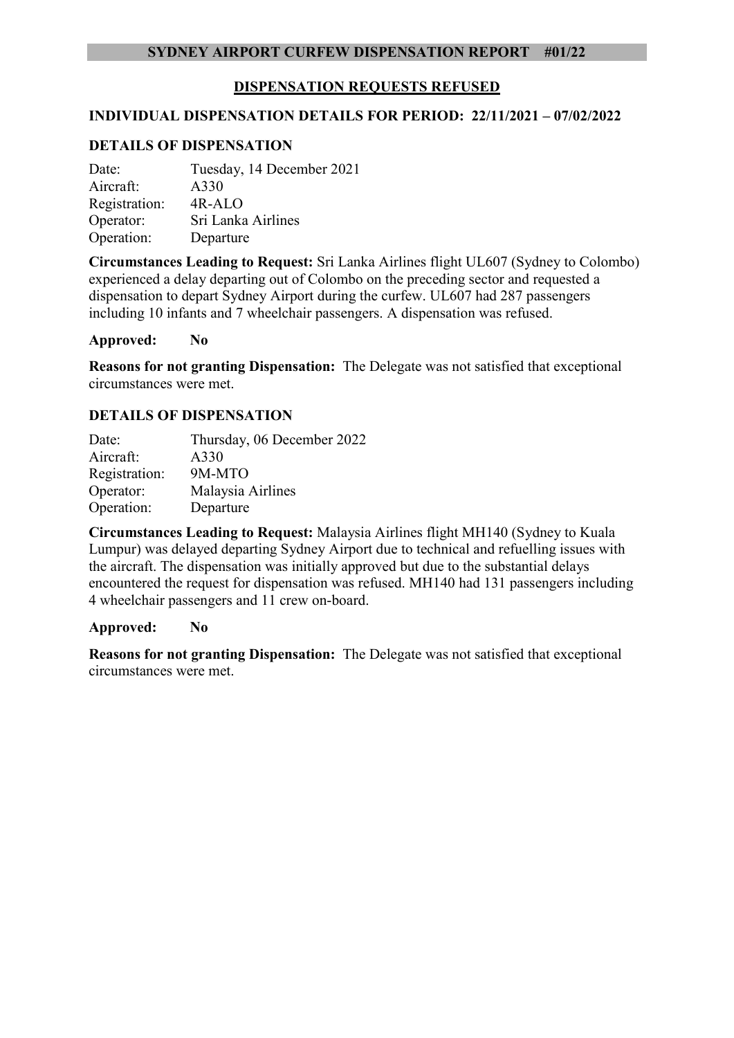## SYDNEY AIRPORT CURFEW DISPENSATION REPORT #01/22

### DISPENSATION REQUESTS REFUSED

### INDIVIDUAL DISPENSATION DETAILS FOR PERIOD: 22/11/2021 – 07/02/2022

### DETAILS OF DISPENSATION

Date: Tuesday, 14 December 2021
Aircraft: A330
Registration: 4R-ALO
Operator: Sri Lanka Airlines
Operation: Departure

**Circumstances Leading to Request:** Sri Lanka Airlines flight UL607 (Sydney to Colombo) experienced a delay departing out of Colombo on the preceding sector and requested a dispensation to depart Sydney Airport during the curfew. UL607 had 287 passengers including 10 infants and 7 wheelchair passengers. A dispensation was refused.

**Approved: No**

**Reasons for not granting Dispensation:** The Delegate was not satisfied that exceptional circumstances were met.

### DETAILS OF DISPENSATION

Date: Thursday, 06 December 2022
Aircraft: A330
Registration: 9M-MTO
Operator: Malaysia Airlines
Operation: Departure

**Circumstances Leading to Request:** Malaysia Airlines flight MH140 (Sydney to Kuala Lumpur) was delayed departing Sydney Airport due to technical and refuelling issues with the aircraft. The dispensation was initially approved but due to the substantial delays encountered the request for dispensation was refused. MH140 had 131 passengers including 4 wheelchair passengers and 11 crew on-board.

**Approved: No**

**Reasons for not granting Dispensation:** The Delegate was not satisfied that exceptional circumstances were met.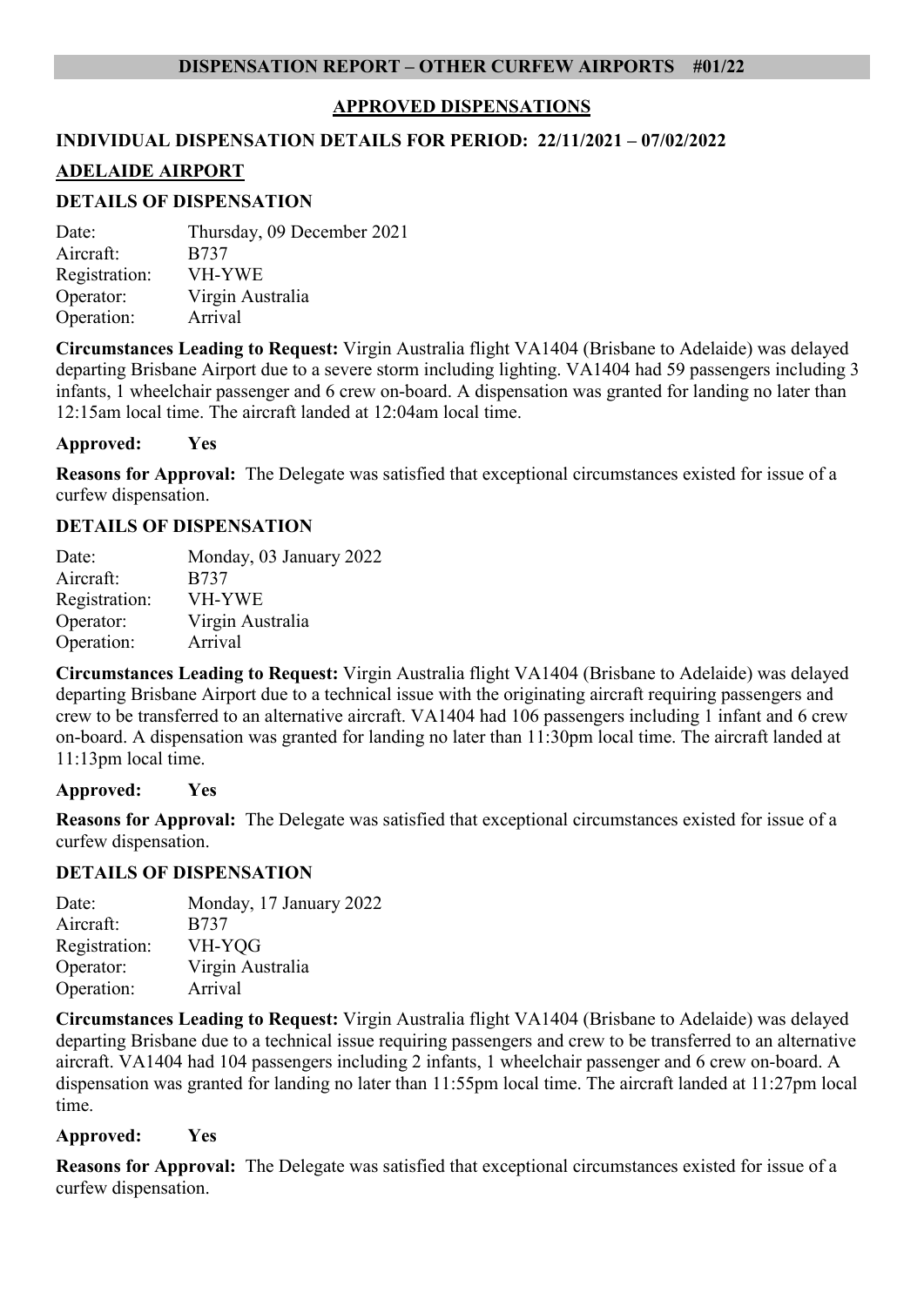## DISPENSATION REPORT – OTHER CURFEW AIRPORTS #01/22

### APPROVED DISPENSATIONS

### INDIVIDUAL DISPENSATION DETAILS FOR PERIOD: 22/11/2021 – 07/02/2022

### ADELAIDE AIRPORT

#### DETAILS OF DISPENSATION

Date: Thursday, 09 December 2021
Aircraft: B737
Registration: VH-YWE
Operator: Virgin Australia
Operation: Arrival

**Circumstances Leading to Request:** Virgin Australia flight VA1404 (Brisbane to Adelaide) was delayed departing Brisbane Airport due to a severe storm including lighting. VA1404 had 59 passengers including 3 infants, 1 wheelchair passenger and 6 crew on-board. A dispensation was granted for landing no later than 12:15am local time. The aircraft landed at 12:04am local time.

**Approved: Yes**

**Reasons for Approval:** The Delegate was satisfied that exceptional circumstances existed for issue of a curfew dispensation.

#### DETAILS OF DISPENSATION

Date: Monday, 03 January 2022
Aircraft: B737
Registration: VH-YWE
Operator: Virgin Australia
Operation: Arrival

**Circumstances Leading to Request:** Virgin Australia flight VA1404 (Brisbane to Adelaide) was delayed departing Brisbane Airport due to a technical issue with the originating aircraft requiring passengers and crew to be transferred to an alternative aircraft. VA1404 had 106 passengers including 1 infant and 6 crew on-board. A dispensation was granted for landing no later than 11:30pm local time. The aircraft landed at 11:13pm local time.

**Approved: Yes**

**Reasons for Approval:** The Delegate was satisfied that exceptional circumstances existed for issue of a curfew dispensation.

#### DETAILS OF DISPENSATION

Date: Monday, 17 January 2022
Aircraft: B737
Registration: VH-YQG
Operator: Virgin Australia
Operation: Arrival

**Circumstances Leading to Request:** Virgin Australia flight VA1404 (Brisbane to Adelaide) was delayed departing Brisbane due to a technical issue requiring passengers and crew to be transferred to an alternative aircraft. VA1404 had 104 passengers including 2 infants, 1 wheelchair passenger and 6 crew on-board. A dispensation was granted for landing no later than 11:55pm local time. The aircraft landed at 11:27pm local time.

**Approved: Yes**

**Reasons for Approval:** The Delegate was satisfied that exceptional circumstances existed for issue of a curfew dispensation.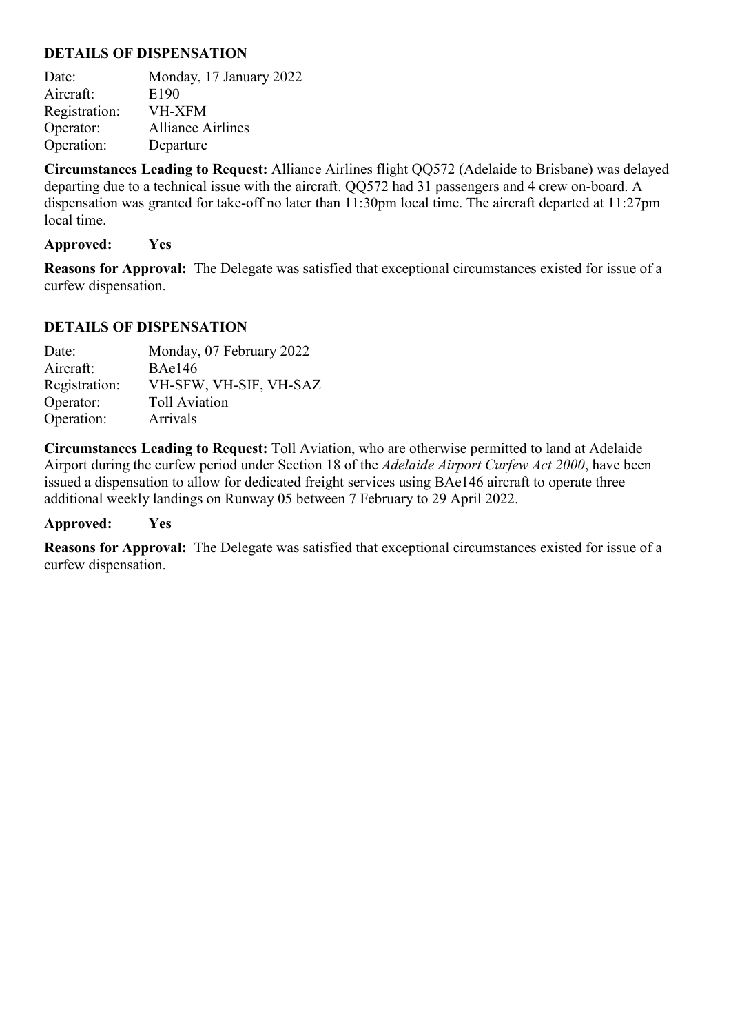**DETAILS OF DISPENSATION**

Date: Monday, 17 January 2022
Aircraft: E190
Registration: VH-XFM
Operator: Alliance Airlines
Operation: Departure

**Circumstances Leading to Request:** Alliance Airlines flight QQ572 (Adelaide to Brisbane) was delayed departing due to a technical issue with the aircraft. QQ572 had 31 passengers and 4 crew on-board. A dispensation was granted for take-off no later than 11:30pm local time. The aircraft departed at 11:27pm local time.

**Approved: Yes**

**Reasons for Approval:** The Delegate was satisfied that exceptional circumstances existed for issue of a curfew dispensation.

**DETAILS OF DISPENSATION**

Date: Monday, 07 February 2022
Aircraft: BAe146
Registration: VH-SFW, VH-SIF, VH-SAZ
Operator: Toll Aviation
Operation: Arrivals

**Circumstances Leading to Request:** Toll Aviation, who are otherwise permitted to land at Adelaide Airport during the curfew period under Section 18 of the *Adelaide Airport Curfew Act 2000*, have been issued a dispensation to allow for dedicated freight services using BAe146 aircraft to operate three additional weekly landings on Runway 05 between 7 February to 29 April 2022.

**Approved: Yes**

**Reasons for Approval:** The Delegate was satisfied that exceptional circumstances existed for issue of a curfew dispensation.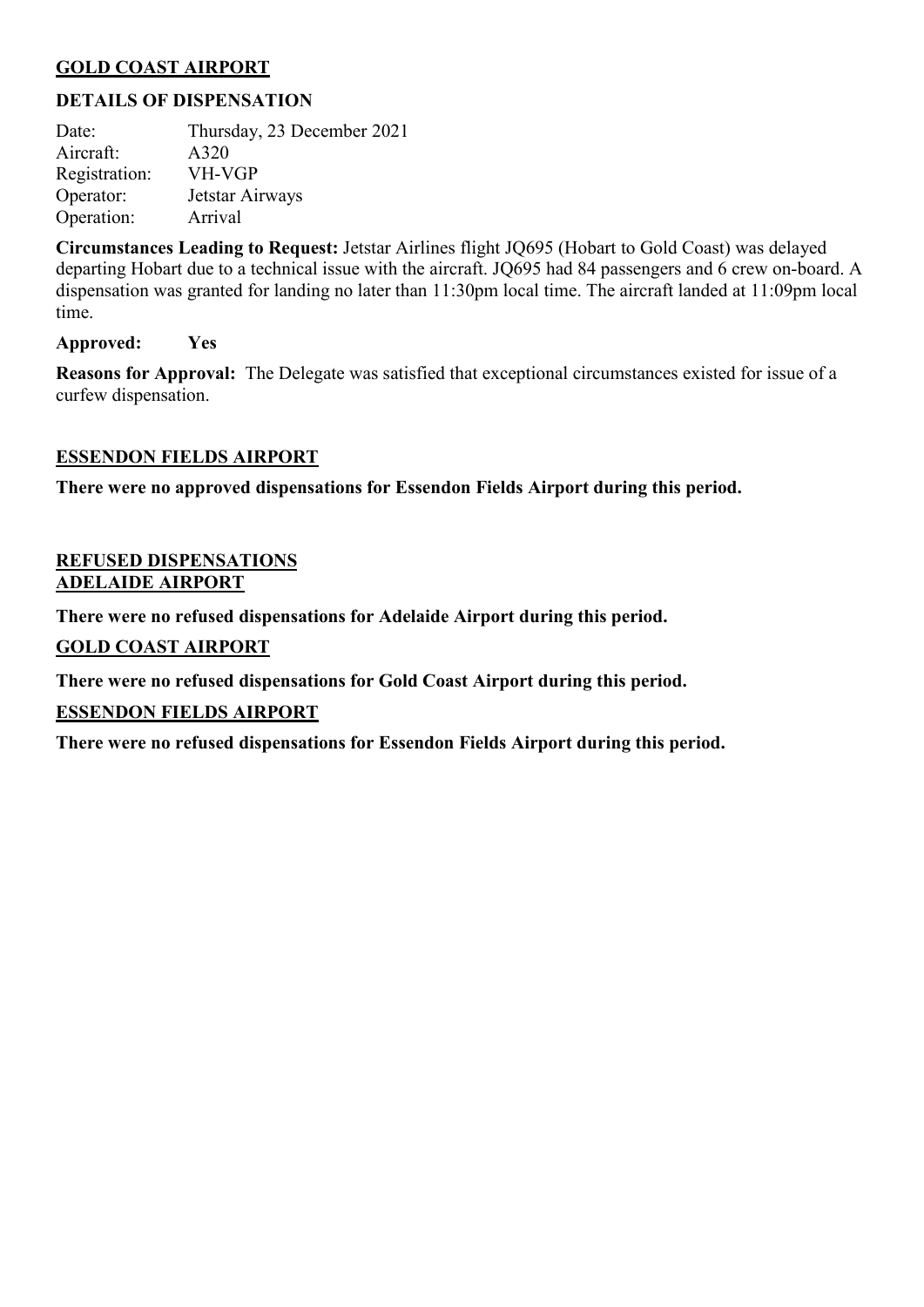## GOLD COAST AIRPORT

### DETAILS OF DISPENSATION

| | |
|---|---|
| Date: | Thursday, 23 December 2021 |
| Aircraft: | A320 |
| Registration: | VH-VGP |
| Operator: | Jetstar Airways |
| Operation: | Arrival |

**Circumstances Leading to Request:** Jetstar Airlines flight JQ695 (Hobart to Gold Coast) was delayed departing Hobart due to a technical issue with the aircraft. JQ695 had 84 passengers and 6 crew on-board. A dispensation was granted for landing no later than 11:30pm local time. The aircraft landed at 11:09pm local time.

**Approved: Yes**

**Reasons for Approval:** The Delegate was satisfied that exceptional circumstances existed for issue of a curfew dispensation.

## ESSENDON FIELDS AIRPORT

**There were no approved dispensations for Essendon Fields Airport during this period.**

## REFUSED DISPENSATIONS

## ADELAIDE AIRPORT

**There were no refused dispensations for Adelaide Airport during this period.**

## GOLD COAST AIRPORT

**There were no refused dispensations for Gold Coast Airport during this period.**

## ESSENDON FIELDS AIRPORT

**There were no refused dispensations for Essendon Fields Airport during this period.**